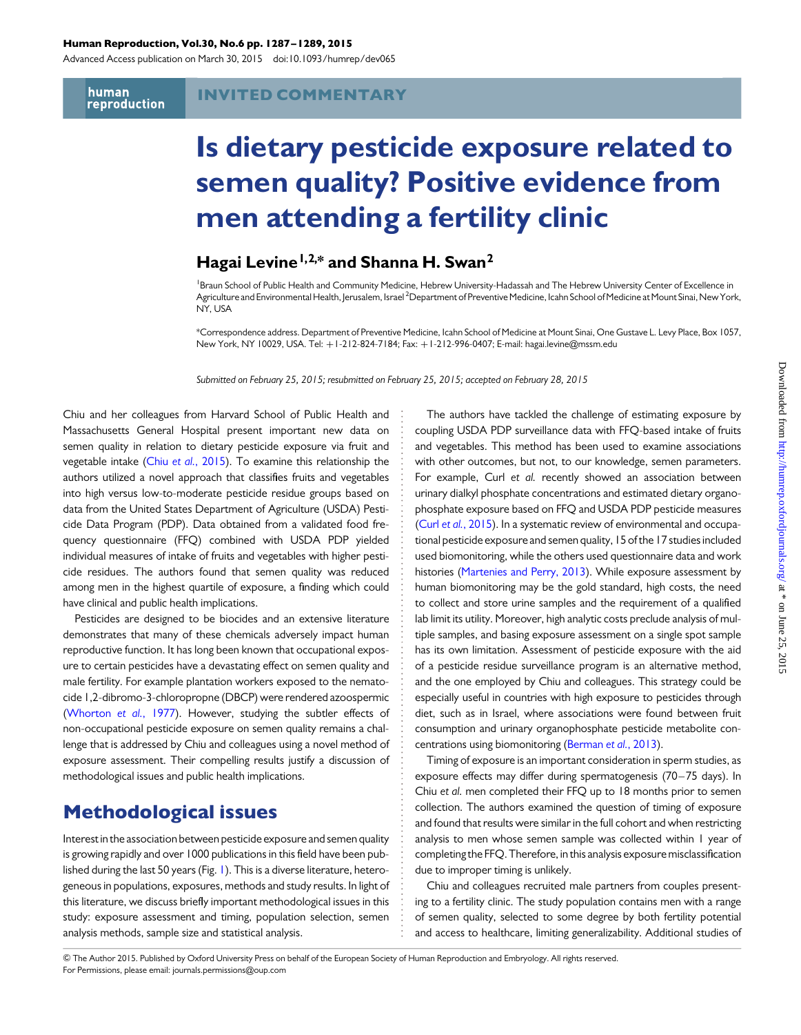INVITED COMMENTARY

# Is dietary pesticide exposure related to semen quality? Positive evidence from men attending a fertility clinic

## Hagai Levine[1,2,*] and Shanna H. Swan[2]

[1]Braun School of Public Health and Community Medicine, Hebrew University-Hadassah and The Hebrew University Center of Excellence in Agriculture and Environmental Health, Jerusalem, Israel [2]Department of Preventive Medicine, Icahn School of Medicine at Mount Sinai, New York, NY, USA

*Correspondence address. Department of Preventive Medicine, Icahn School of Medicine at Mount Sinai, One Gustave L. Levy Place, Box 1057, New York, NY 10029, USA. Tel: +1-212-824-7184; Fax: +1-212-996-0407; E-mail: hagai.levine@mssm.edu

*Submitted on February 25, 2015; resubmitted on February 25, 2015; accepted on February 28, 2015*

Chiu and her colleagues from Harvard School of Public Health and Massachusetts General Hospital present important new data on semen quality in relation to dietary pesticide exposure via fruit and vegetable intake (Chiu *et al.*, 2015). To examine this relationship the authors utilized a novel approach that classifies fruits and vegetables into high versus low-to-moderate pesticide residue groups based on data from the United States Department of Agriculture (USDA) Pesticide Data Program (PDP). Data obtained from a validated food frequency questionnaire (FFQ) combined with USDA PDP yielded individual measures of intake of fruits and vegetables with higher pesticide residues. The authors found that semen quality was reduced among men in the highest quartile of exposure, a finding which could have clinical and public health implications.

Pesticides are designed to be biocides and an extensive literature demonstrates that many of these chemicals adversely impact human reproductive function. It has long been known that occupational exposure to certain pesticides have a devastating effect on semen quality and male fertility. For example plantation workers exposed to the nematocide 1,2-dibromo-3-chloropropne (DBCP) were rendered azoospermic (Whorton *et al.*, 1977). However, studying the subtler effects of non-occupational pesticide exposure on semen quality remains a challenge that is addressed by Chiu and colleagues using a novel method of exposure assessment. Their compelling results justify a discussion of methodological issues and public health implications.

## Methodological issues

Interest in the association between pesticide exposure and semen quality is growing rapidly and over 1000 publications in this field have been published during the last 50 years (Fig. 1). This is a diverse literature, heterogeneous in populations, exposures, methods and study results. In light of this literature, we discuss briefly important methodological issues in this study: exposure assessment and timing, population selection, semen analysis methods, sample size and statistical analysis.

The authors have tackled the challenge of estimating exposure by coupling USDA PDP surveillance data with FFQ-based intake of fruits and vegetables. This method has been used to examine associations with other outcomes, but not, to our knowledge, semen parameters. For example, Curl *et al.* recently showed an association between urinary dialkyl phosphate concentrations and estimated dietary organophosphate exposure based on FFQ and USDA PDP pesticide measures (Curl *et al.*, 2015). In a systematic review of environmental and occupational pesticide exposure and semen quality, 15 of the 17 studies included used biomonitoring, while the others used questionnaire data and work histories (Martenies and Perry, 2013). While exposure assessment by human biomonitoring may be the gold standard, high costs, the need to collect and store urine samples and the requirement of a qualified lab limit its utility. Moreover, high analytic costs preclude analysis of multiple samples, and basing exposure assessment on a single spot sample has its own limitation. Assessment of pesticide exposure with the aid of a pesticide residue surveillance program is an alternative method, and the one employed by Chiu and colleagues. This strategy could be especially useful in countries with high exposure to pesticides through diet, such as in Israel, where associations were found between fruit consumption and urinary organophosphate pesticide metabolite concentrations using biomonitoring (Berman *et al.*, 2013).

Timing of exposure is an important consideration in sperm studies, as exposure effects may differ during spermatogenesis (70–75 days). In Chiu *et al.* men completed their FFQ up to 18 months prior to semen collection. The authors examined the question of timing of exposure and found that results were similar in the full cohort and when restricting analysis to men whose semen sample was collected within 1 year of completing the FFQ. Therefore, in this analysis exposure misclassification due to improper timing is unlikely.

Chiu and colleagues recruited male partners from couples presenting to a fertility clinic. The study population contains men with a range of semen quality, selected to some degree by both fertility potential and access to healthcare, limiting generalizability. Additional studies of

© The Author 2015. Published by Oxford University Press on behalf of the European Society of Human Reproduction and Embryology. All rights reserved.
For Permissions, please email: journals.permissions@oup.com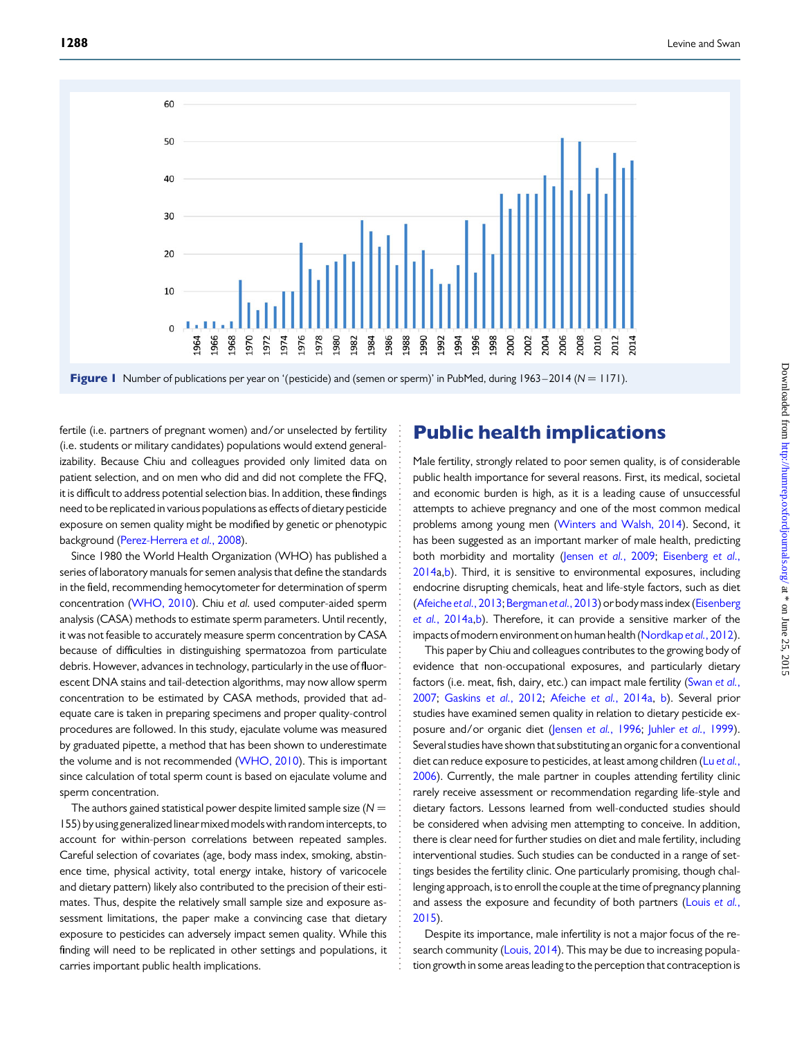60

50

40

30

20

10

0

1964
1966
1968
1970
1972
1974
1976
1978
1980
1982
1984
1986
1988
1990
1992
1994
1996
1998
2000
2002
2004
2006
2008
2010
2012
2014

**Figure 1** Number of publications per year on '(pesticide) and (semen or sperm)' in PubMed, during 1963–2014 ($N = 1171$).

fertile (i.e. partners of pregnant women) and/or unselected by fertility (i.e. students or military candidates) populations would extend generalizability. Because Chiu and colleagues provided only limited data on patient selection, and on men who did and did not complete the FFQ, it is difficult to address potential selection bias. In addition, these findings need to be replicated in various populations as effects of dietary pesticide exposure on semen quality might be modified by genetic or phenotypic background (Perez-Herrera *et al.*, 2008).

Since 1980 the World Health Organization (WHO) has published a series of laboratory manuals for semen analysis that define the standards in the field, recommending hemocytometer for determination of sperm concentration (WHO, 2010). Chiu *et al.* used computer-aided sperm analysis (CASA) methods to estimate sperm parameters. Until recently, it was not feasible to accurately measure sperm concentration by CASA because of difficulties in distinguishing spermatozoa from particulate debris. However, advances in technology, particularly in the use of fluorescent DNA stains and tail-detection algorithms, may now allow sperm concentration to be estimated by CASA methods, provided that adequate care is taken in preparing specimens and proper quality-control procedures are followed. In this study, ejaculate volume was measured by graduated pipette, a method that has been shown to underestimate the volume and is not recommended (WHO, 2010). This is important since calculation of total sperm count is based on ejaculate volume and sperm concentration.

The authors gained statistical power despite limited sample size ($N = 155$) by using generalized linear mixed models with random intercepts, to account for within-person correlations between repeated samples. Careful selection of covariates (age, body mass index, smoking, abstinence time, physical activity, total energy intake, history of varicocele and dietary pattern) likely also contributed to the precision of their estimates. Thus, despite the relatively small sample size and exposure assessment limitations, the paper make a convincing case that dietary exposure to pesticides can adversely impact semen quality. While this finding will need to be replicated in other settings and populations, it carries important public health implications.

## Public health implications

Male fertility, strongly related to poor semen quality, is of considerable public health importance for several reasons. First, its medical, societal and economic burden is high, as it is a leading cause of unsuccessful attempts to achieve pregnancy and one of the most common medical problems among young men (Winters and Walsh, 2014). Second, it has been suggested as an important marker of male health, predicting both morbidity and mortality (Jensen *et al.*, 2009; Eisenberg *et al.*, 2014a,b). Third, it is sensitive to environmental exposures, including endocrine disrupting chemicals, heat and life-style factors, such as diet (Afeiche *et al.*, 2013; Bergman *et al.*, 2013) or body mass index (Eisenberg *et al.*, 2014a,b). Therefore, it can provide a sensitive marker of the impacts of modern environment on human health (Nordkap *et al.*, 2012).

This paper by Chiu and colleagues contributes to the growing body of evidence that non-occupational exposures, and particularly dietary factors (i.e. meat, fish, dairy, etc.) can impact male fertility (Swan *et al.*, 2007; Gaskins *et al.*, 2012; Afeiche *et al.*, 2014a, b). Several prior studies have examined semen quality in relation to dietary pesticide exposure and/or organic diet (Jensen *et al.*, 1996; Juhler *et al.*, 1999). Several studies have shown that substituting an organic for a conventional diet can reduce exposure to pesticides, at least among children (Lu *et al.*, 2006). Currently, the male partner in couples attending fertility clinic rarely receive assessment or recommendation regarding life-style and dietary factors. Lessons learned from well-conducted studies should be considered when advising men attempting to conceive. In addition, there is clear need for further studies on diet and male fertility, including interventional studies. Such studies can be conducted in a range of settings besides the fertility clinic. One particularly promising, though challenging approach, is to enroll the couple at the time of pregnancy planning and assess the exposure and fecundity of both partners (Louis *et al.*, 2015).

Despite its importance, male infertility is not a major focus of the research community (Louis, 2014). This may be due to increasing population growth in some areas leading to the perception that contraception is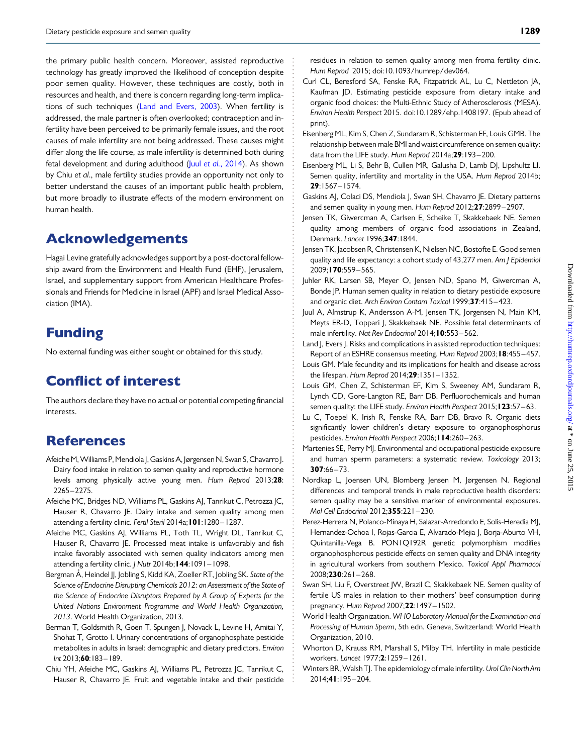the primary public health concern. Moreover, assisted reproductive technology has greatly improved the likelihood of conception despite poor semen quality. However, these techniques are costly, both in resources and health, and there is concern regarding long-term implications of such techniques (Land and Evers, 2003). When fertility is addressed, the male partner is often overlooked; contraception and infertility have been perceived to be primarily female issues, and the root causes of male infertility are not being addressed. These causes might differ along the life course, as male infertility is determined both during fetal development and during adulthood (Juul *et al.*, 2014). As shown by Chiu *et al.*, male fertility studies provide an opportunity not only to better understand the causes of an important public health problem, but more broadly to illustrate effects of the modern environment on human health.

# Acknowledgements

Hagai Levine gratefully acknowledges support by a post-doctoral fellowship award from the Environment and Health Fund (EHF), Jerusalem, Israel, and supplementary support from American Healthcare Professionals and Friends for Medicine in Israel (APF) and Israel Medical Association (IMA).

# Funding

No external funding was either sought or obtained for this study.

# Conflict of interest

The authors declare they have no actual or potential competing financial interests.

# References

Afeiche M, Williams P, Mendiola J, Gaskins A, Jørgensen N, Swan S, Chavarro J. Dairy food intake in relation to semen quality and reproductive hormone levels among physically active young men. *Hum Reprod* 2013;**28**: 2265–2275.

Afeiche MC, Bridges ND, Williams PL, Gaskins AJ, Tanrikut C, Petrozza JC, Hauser R, Chavarro JE. Dairy intake and semen quality among men attending a fertility clinic. *Fertil Steril* 2014a;**101**:1280–1287.

Afeiche MC, Gaskins AJ, Williams PL, Toth TL, Wright DL, Tanrikut C, Hauser R, Chavarro JE. Processed meat intake is unfavorably and fish intake favorably associated with semen quality indicators among men attending a fertility clinic. *J Nutr* 2014b;**144**:1091–1098.

Bergman Å, Heindel JJ, Jobling S, Kidd KA, Zoeller RT, Jobling SK. *State of the Science of Endocrine Disrupting Chemicals 2012: an Assessment of the State of the Science of Endocrine Disruptors Prepared by A Group of Experts for the United Nations Environment Programme and World Health Organization, 2013*. World Health Organization, 2013.

Berman T, Goldsmith R, Goen T, Spungen J, Novack L, Levine H, Amitai Y, Shohat T, Grotto I. Urinary concentrations of organophosphate pesticide metabolites in adults in Israel: demographic and dietary predictors. *Environ Int* 2013;**60**:183–189.

Chiu YH, Afeiche MC, Gaskins AJ, Williams PL, Petrozza JC, Tanrikut C, Hauser R, Chavarro JE. Fruit and vegetable intake and their pesticide residues in relation to semen quality among men froma fertility clinic. *Hum Reprod* 2015; doi:10.1093/humrep/dev064.

Curl CL, Beresford SA, Fenske RA, Fitzpatrick AL, Lu C, Nettleton JA, Kaufman JD. Estimating pesticide exposure from dietary intake and organic food choices: the Multi-Ethnic Study of Atherosclerosis (MESA). *Environ Health Perspect* 2015. doi:10.1289/ehp.1408197. (Epub ahead of print).

Eisenberg ML, Kim S, Chen Z, Sundaram R, Schisterman EF, Louis GMB. The relationship between male BMI and waist circumference on semen quality: data from the LIFE study. *Hum Reprod* 2014a;**29**:193–200.

Eisenberg ML, Li S, Behr B, Cullen MR, Galusha D, Lamb DJ, Lipshultz LI. Semen quality, infertility and mortality in the USA. *Hum Reprod* 2014b; **29**:1567–1574.

Gaskins AJ, Colaci DS, Mendiola J, Swan SH, Chavarro JE. Dietary patterns and semen quality in young men. *Hum Reprod* 2012;**27**:2899–2907.

Jensen TK, Giwercman A, Carlsen E, Scheike T, Skakkebaek NE. Semen quality among members of organic food associations in Zealand, Denmark. *Lancet* 1996;**347**:1844.

Jensen TK, Jacobsen R, Christensen K, Nielsen NC, Bostofte E. Good semen quality and life expectancy: a cohort study of 43,277 men. *Am J Epidemiol* 2009;**170**:559–565.

Juhler RK, Larsen SB, Meyer O, Jensen ND, Spano M, Giwercman A, Bonde JP. Human semen quality in relation to dietary pesticide exposure and organic diet. *Arch Environ Contam Toxicol* 1999;**37**:415–423.

Juul A, Almstrup K, Andersson A-M, Jensen TK, Jorgensen N, Main KM, Meyts ER-D, Toppari J, Skakkebaek NE. Possible fetal determinants of male infertility. *Nat Rev Endocrinol* 2014;**10**:553–562.

Land J, Evers J. Risks and complications in assisted reproduction techniques: Report of an ESHRE consensus meeting. *Hum Reprod* 2003;**18**:455–457.

Louis GM. Male fecundity and its implications for health and disease across the lifespan. *Hum Reprod* 2014;**29**:1351–1352.

Louis GM, Chen Z, Schisterman EF, Kim S, Sweeney AM, Sundaram R, Lynch CD, Gore-Langton RE, Barr DB. Perfluorochemicals and human semen quality: the LIFE study. *Environ Health Perspect* 2015;**123**:57–63.

Lu C, Toepel K, Irish R, Fenske RA, Barr DB, Bravo R. Organic diets significantly lower children's dietary exposure to organophosphorus pesticides. *Environ Health Perspect* 2006;**114**:260–263.

Martenies SE, Perry MJ. Environmental and occupational pesticide exposure and human sperm parameters: a systematic review. *Toxicology* 2013; **307**:66–73.

Nordkap L, Joensen UN, Blomberg Jensen M, Jørgensen N. Regional differences and temporal trends in male reproductive health disorders: semen quality may be a sensitive marker of environmental exposures. *Mol Cell Endocrinol* 2012;**355**:221–230.

Perez-Herrera N, Polanco-Minaya H, Salazar-Arredondo E, Solis-Heredia MJ, Hernandez-Ochoa I, Rojas-Garcia E, Alvarado-Mejia J, Borja-Aburto VH, Quintanilla-Vega B. PON1Q192R genetic polymorphism modifies organophosphorous pesticide effects on semen quality and DNA integrity in agricultural workers from southern Mexico. *Toxicol Appl Pharmacol* 2008;**230**:261–268.

Swan SH, Liu F, Overstreet JW, Brazil C, Skakkebaek NE. Semen quality of fertile US males in relation to their mothers' beef consumption during pregnancy. *Hum Reprod* 2007;**22**:1497–1502.

World Health Organization. *WHO Laboratory Manual for the Examination and Processing of Human Sperm*, 5th edn. Geneva, Switzerland: World Health Organization, 2010.

Whorton D, Krauss RM, Marshall S, Milby TH. Infertility in male pesticide workers. *Lancet* 1977;**2**:1259–1261.

Winters BR, Walsh TJ. The epidemiology of male infertility. *Urol Clin North Am* 2014;**41**:195–204.